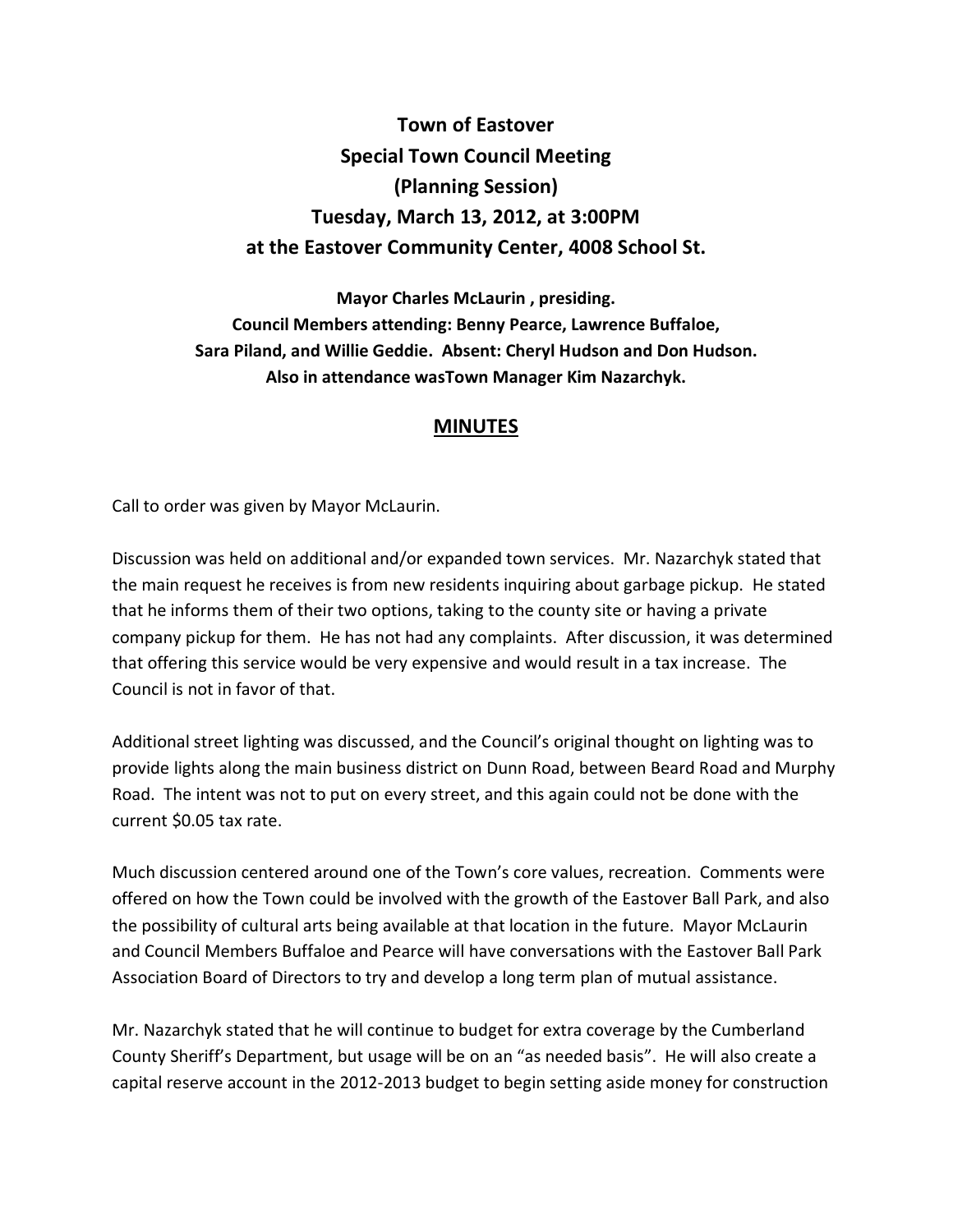# Town of Eastover
## Special Town Council Meeting
## (Planning Session)
## Tuesday, March 13, 2012, at 3:00PM
## at the Eastover Community Center, 4008 School St.

**Mayor Charles McLaurin , presiding.**
**Council Members attending: Benny Pearce, Lawrence Buffaloe, Sara Piland, and Willie Geddie. Absent: Cheryl Hudson and Don Hudson.**
**Also in attendance wasTown Manager Kim Nazarchyk.**

## MINUTES

Call to order was given by Mayor McLaurin.

Discussion was held on additional and/or expanded town services. Mr. Nazarchyk stated that the main request he receives is from new residents inquiring about garbage pickup. He stated that he informs them of their two options, taking to the county site or having a private company pickup for them. He has not had any complaints. After discussion, it was determined that offering this service would be very expensive and would result in a tax increase. The Council is not in favor of that.

Additional street lighting was discussed, and the Council's original thought on lighting was to provide lights along the main business district on Dunn Road, between Beard Road and Murphy Road. The intent was not to put on every street, and this again could not be done with the current $0.05 tax rate.

Much discussion centered around one of the Town's core values, recreation. Comments were offered on how the Town could be involved with the growth of the Eastover Ball Park, and also the possibility of cultural arts being available at that location in the future. Mayor McLaurin and Council Members Buffaloe and Pearce will have conversations with the Eastover Ball Park Association Board of Directors to try and develop a long term plan of mutual assistance.

Mr. Nazarchyk stated that he will continue to budget for extra coverage by the Cumberland County Sheriff's Department, but usage will be on an "as needed basis". He will also create a capital reserve account in the 2012-2013 budget to begin setting aside money for construction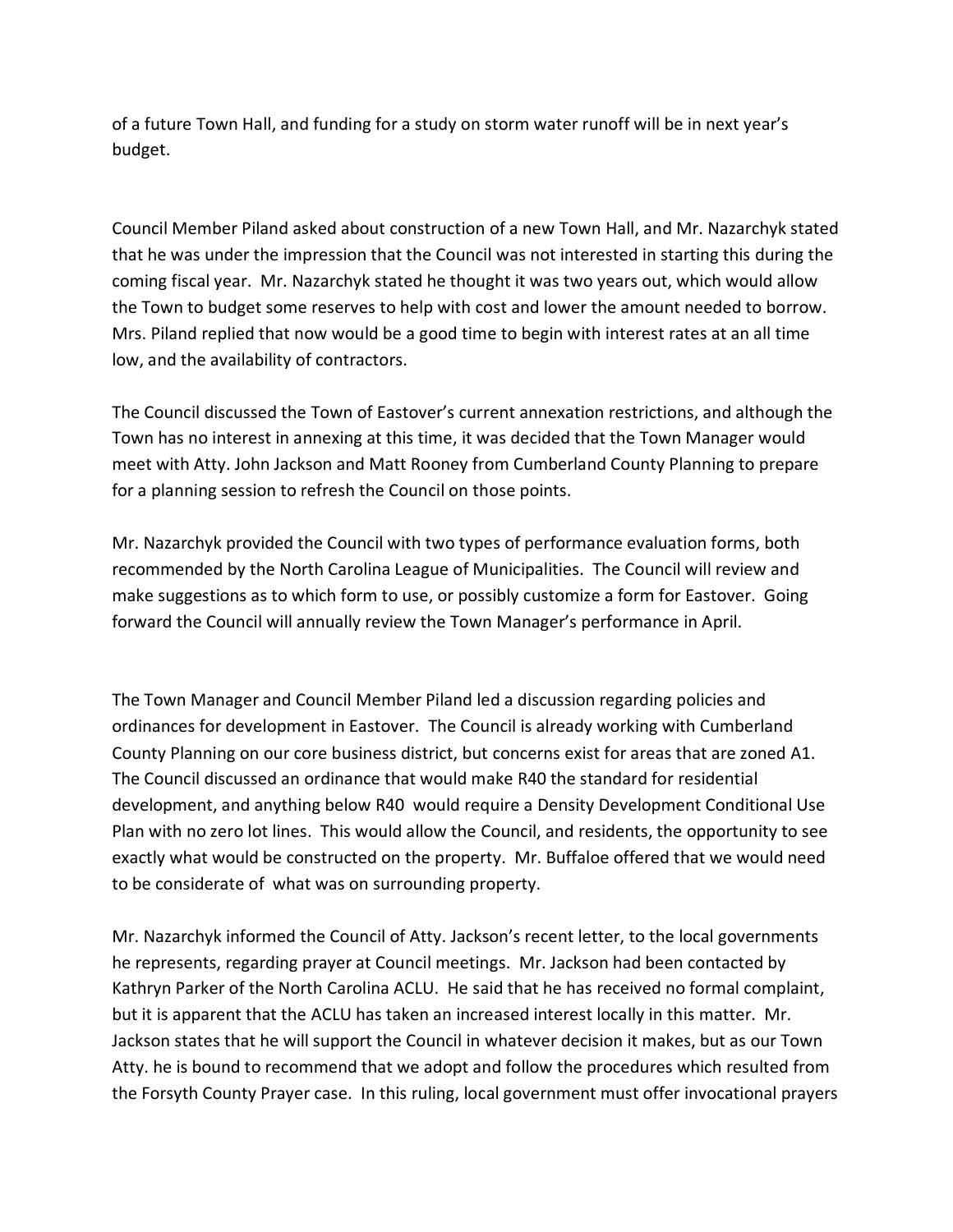of a future Town Hall, and funding for a study on storm water runoff will be in next year's budget.

Council Member Piland asked about construction of a new Town Hall, and Mr. Nazarchyk stated that he was under the impression that the Council was not interested in starting this during the coming fiscal year. Mr. Nazarchyk stated he thought it was two years out, which would allow the Town to budget some reserves to help with cost and lower the amount needed to borrow. Mrs. Piland replied that now would be a good time to begin with interest rates at an all time low, and the availability of contractors.

The Council discussed the Town of Eastover's current annexation restrictions, and although the Town has no interest in annexing at this time, it was decided that the Town Manager would meet with Atty. John Jackson and Matt Rooney from Cumberland County Planning to prepare for a planning session to refresh the Council on those points.

Mr. Nazarchyk provided the Council with two types of performance evaluation forms, both recommended by the North Carolina League of Municipalities. The Council will review and make suggestions as to which form to use, or possibly customize a form for Eastover. Going forward the Council will annually review the Town Manager's performance in April.

The Town Manager and Council Member Piland led a discussion regarding policies and ordinances for development in Eastover. The Council is already working with Cumberland County Planning on our core business district, but concerns exist for areas that are zoned A1. The Council discussed an ordinance that would make R40 the standard for residential development, and anything below R40 would require a Density Development Conditional Use Plan with no zero lot lines. This would allow the Council, and residents, the opportunity to see exactly what would be constructed on the property. Mr. Buffaloe offered that we would need to be considerate of what was on surrounding property.

Mr. Nazarchyk informed the Council of Atty. Jackson's recent letter, to the local governments he represents, regarding prayer at Council meetings. Mr. Jackson had been contacted by Kathryn Parker of the North Carolina ACLU. He said that he has received no formal complaint, but it is apparent that the ACLU has taken an increased interest locally in this matter. Mr. Jackson states that he will support the Council in whatever decision it makes, but as our Town Atty. he is bound to recommend that we adopt and follow the procedures which resulted from the Forsyth County Prayer case. In this ruling, local government must offer invocational prayers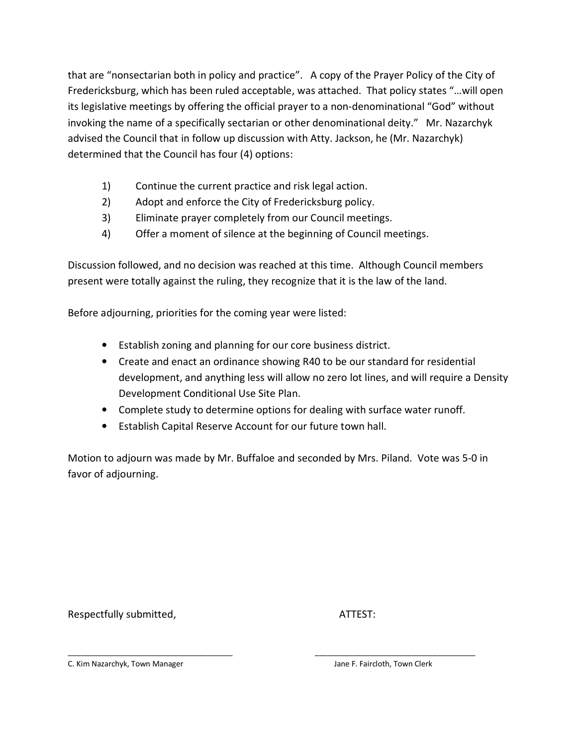that are "nonsectarian both in policy and practice". A copy of the Prayer Policy of the City of Fredericksburg, which has been ruled acceptable, was attached. That policy states "…will open its legislative meetings by offering the official prayer to a non-denominational "God" without invoking the name of a specifically sectarian or other denominational deity." Mr. Nazarchyk advised the Council that in follow up discussion with Atty. Jackson, he (Mr. Nazarchyk) determined that the Council has four (4) options:

1) Continue the current practice and risk legal action.
2) Adopt and enforce the City of Fredericksburg policy.
3) Eliminate prayer completely from our Council meetings.
4) Offer a moment of silence at the beginning of Council meetings.

Discussion followed, and no decision was reached at this time. Although Council members present were totally against the ruling, they recognize that it is the law of the land.

Before adjourning, priorities for the coming year were listed:

- Establish zoning and planning for our core business district.
- Create and enact an ordinance showing R40 to be our standard for residential development, and anything less will allow no zero lot lines, and will require a Density Development Conditional Use Site Plan.
- Complete study to determine options for dealing with surface water runoff.
- Establish Capital Reserve Account for our future town hall.

Motion to adjourn was made by Mr. Buffaloe and seconded by Mrs. Piland. Vote was 5-0 in favor of adjourning.

Respectfully submitted,

ATTEST:

\_\_\_\_\_\_\_\_\_\_\_\_\_\_\_\_\_\_\_\_\_\_\_\_\_\_\_\_\_\_\_\_
C. Kim Nazarchyk, Town Manager

\_\_\_\_\_\_\_\_\_\_\_\_\_\_\_\_\_\_\_\_\_\_\_\_\_\_\_\_\_\_\_\_
Jane F. Faircloth, Town Clerk